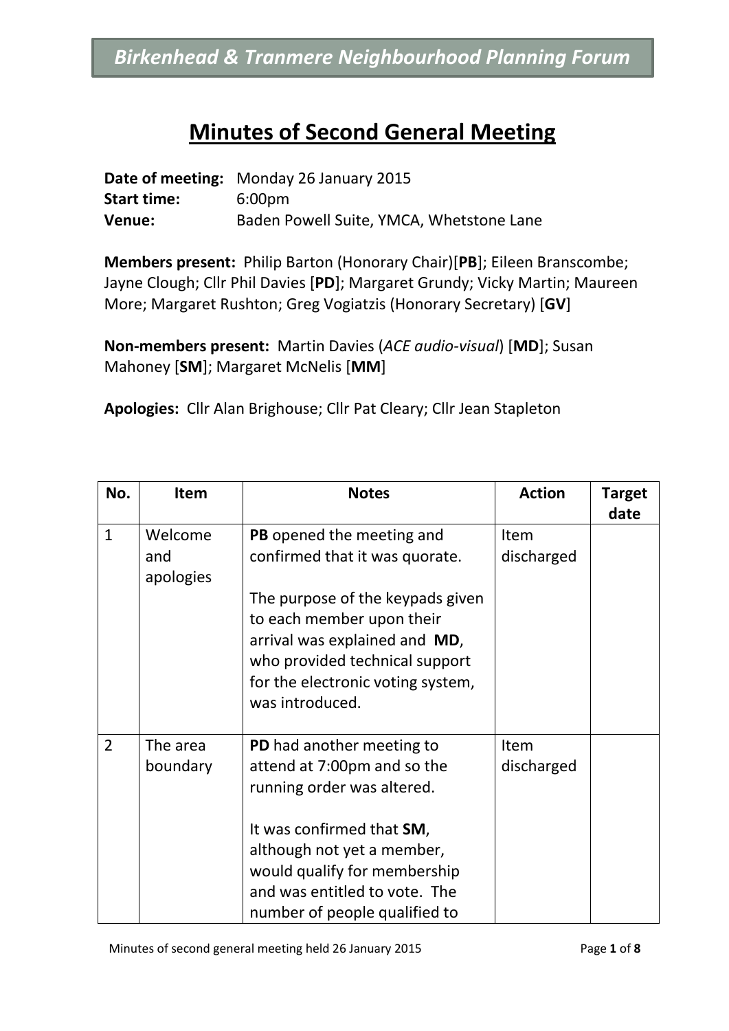**Birkenhead & Tranmere Neighbourhood Planning Forum**

# Minutes of Second General Meeting

**Date of meeting:** Monday 26 January 2015
**Start time:** 6:00pm
**Venue:** Baden Powell Suite, YMCA, Whetstone Lane

**Members present:** Philip Barton (Honorary Chair)[**PB**]; Eileen Branscombe; Jayne Clough; Cllr Phil Davies [**PD**]; Margaret Grundy; Vicky Martin; Maureen More; Margaret Rushton; Greg Vogiatzis (Honorary Secretary) [**GV**]

**Non-members present:** Martin Davies (*ACE audio-visual*) [**MD**]; Susan Mahoney [**SM**]; Margaret McNelis [**MM**]

**Apologies:** Cllr Alan Brighouse; Cllr Pat Cleary; Cllr Jean Stapleton

| No. | Item | Notes | Action | Target date |
|---|---|---|---|---|
| 1 | Welcome and apologies | **PB** opened the meeting and confirmed that it was quorate.<br><br>The purpose of the keypads given to each member upon their arrival was explained and **MD**, who provided technical support for the electronic voting system, was introduced. | Item discharged | |
| 2 | The area boundary | **PD** had another meeting to attend at 7:00pm and so the running order was altered.<br><br>It was confirmed that **SM**, although not yet a member, would qualify for membership and was entitled to vote. The number of people qualified to | Item discharged | |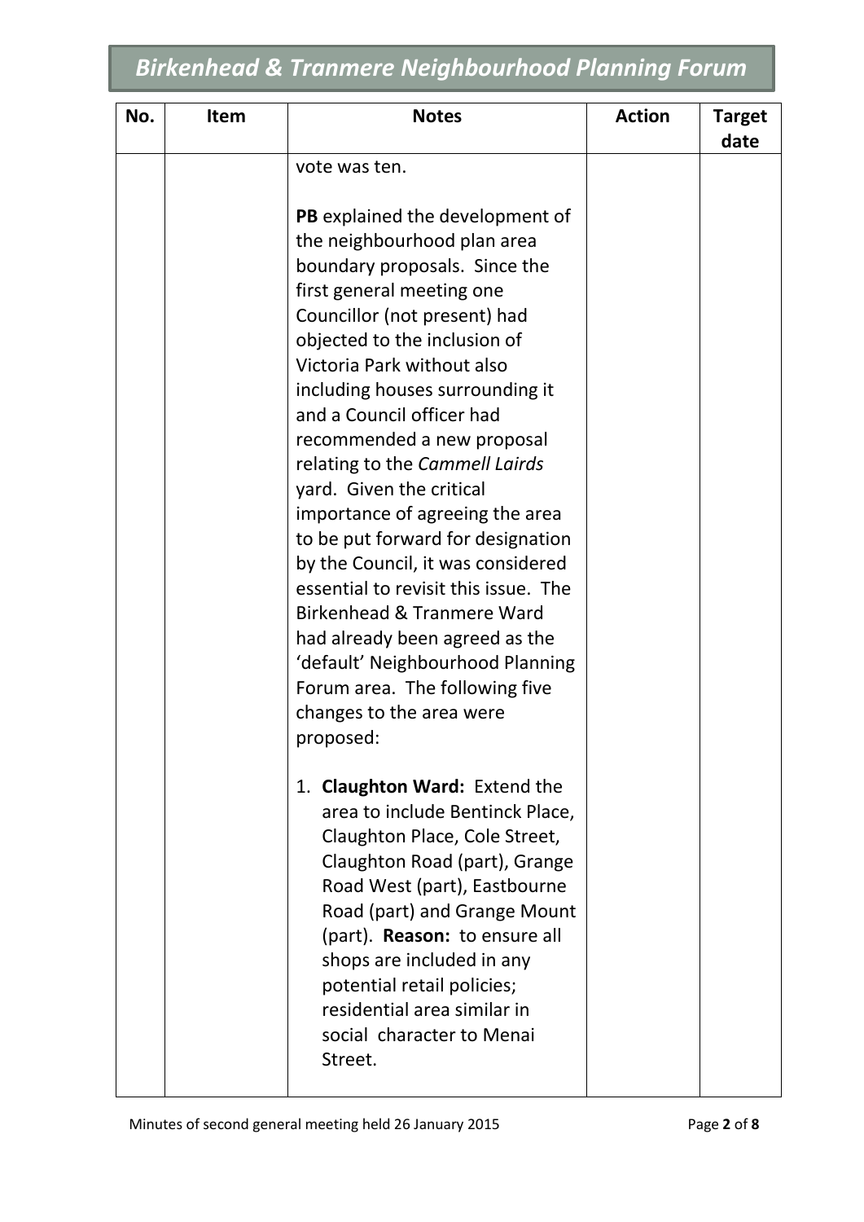| No. | Item | Notes | Action | Target date |
|---|---|---|---|---|
| | | vote was ten.<br><br>**PB** explained the development of the neighbourhood plan area boundary proposals. Since the first general meeting one Councillor (not present) had objected to the inclusion of Victoria Park without also including houses surrounding it and a Council officer had recommended a new proposal relating to the *Cammell Lairds* yard. Given the critical importance of agreeing the area to be put forward for designation by the Council, it was considered essential to revisit this issue. The Birkenhead & Tranmere Ward had already been agreed as the 'default' Neighbourhood Planning Forum area. The following five changes to the area were proposed:<br><br>1. **Claughton Ward:** Extend the area to include Bentinck Place, Claughton Place, Cole Street, Claughton Road (part), Grange Road West (part), Eastbourne Road (part) and Grange Mount (part). **Reason:** to ensure all shops are included in any potential retail policies; residential area similar in social character to Menai Street. | | |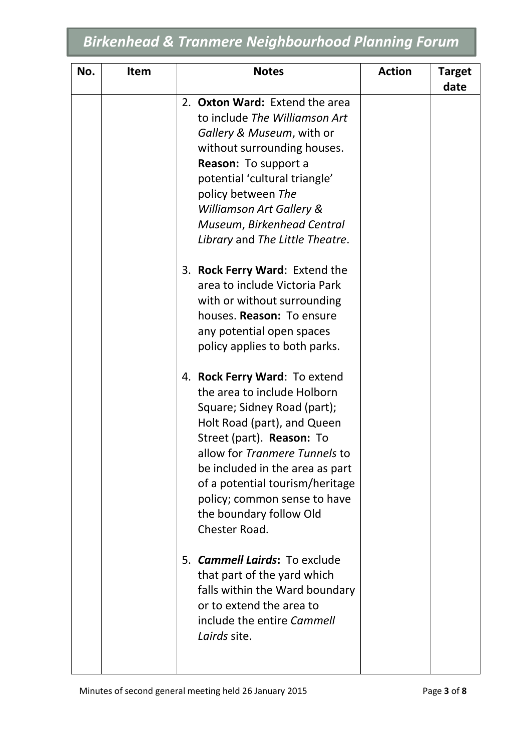| No. | Item | Notes | Action | Target date |
| --- | --- | --- | --- | --- |
| | | 2. **Oxton Ward:** Extend the area to include *The Williamson Art Gallery & Museum*, with or without surrounding houses. **Reason:** To support a potential 'cultural triangle' policy between *The Williamson Art Gallery & Museum*, *Birkenhead Central Library* and *The Little Theatre*.<br><br>3. **Rock Ferry Ward**: Extend the area to include Victoria Park with or without surrounding houses. **Reason:** To ensure any potential open spaces policy applies to both parks.<br><br>4. **Rock Ferry Ward**: To extend the area to include Holborn Square; Sidney Road (part); Holt Road (part), and Queen Street (part). **Reason:** To allow for *Tranmere Tunnels* to be included in the area as part of a potential tourism/heritage policy; common sense to have the boundary follow Old Chester Road.<br><br>5. ***Cammell Lairds*:** To exclude that part of the yard which falls within the Ward boundary or to extend the area to include the entire *Cammell Lairds* site. | | |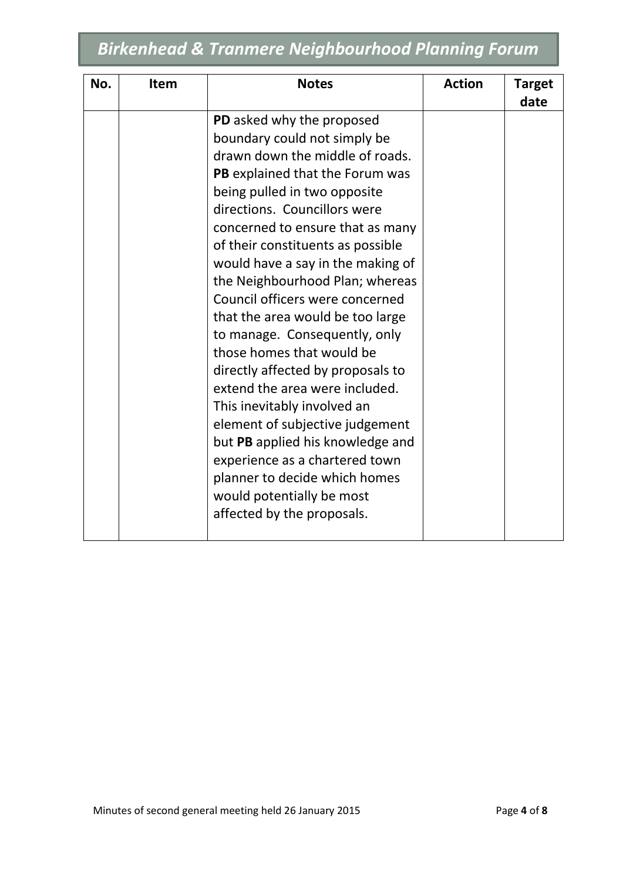| No. | Item | Notes | Action | Target date |
|---|---|---|---|---|
| | | **PD** asked why the proposed boundary could not simply be drawn down the middle of roads. **PB** explained that the Forum was being pulled in two opposite directions. Councillors were concerned to ensure that as many of their constituents as possible would have a say in the making of the Neighbourhood Plan; whereas Council officers were concerned that the area would be too large to manage. Consequently, only those homes that would be directly affected by proposals to extend the area were included. This inevitably involved an element of subjective judgement but **PB** applied his knowledge and experience as a chartered town planner to decide which homes would potentially be most affected by the proposals. | | |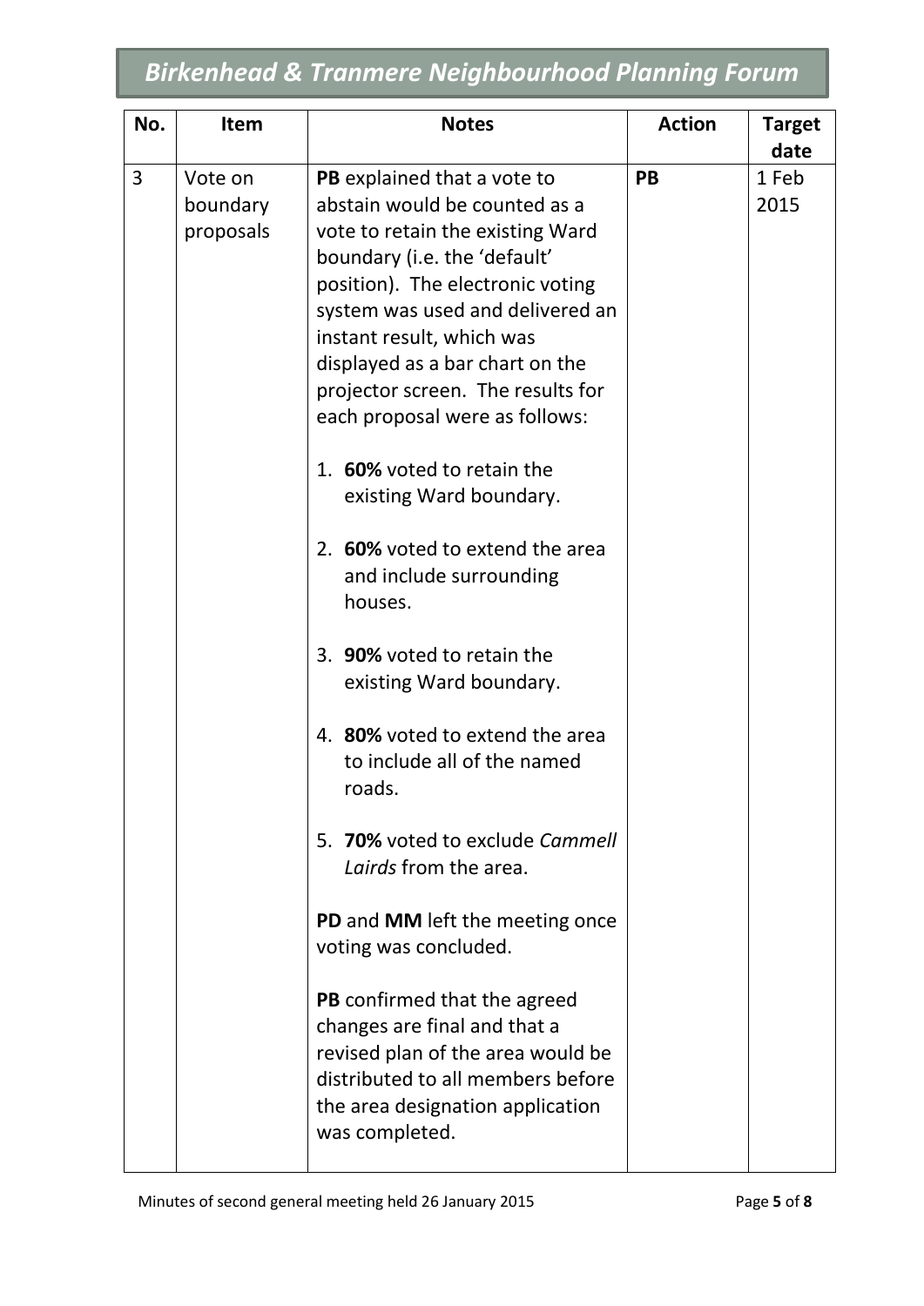| No. | Item | Notes | Action | Target date |
|---|---|---|---|---|
| 3 | Vote on boundary proposals | **PB** explained that a vote to abstain would be counted as a vote to retain the existing Ward boundary (i.e. the 'default' position). The electronic voting system was used and delivered an instant result, which was displayed as a bar chart on the projector screen. The results for each proposal were as follows:<br><br>1. **60%** voted to retain the existing Ward boundary.<br><br>2. **60%** voted to extend the area and include surrounding houses.<br><br>3. **90%** voted to retain the existing Ward boundary.<br><br>4. **80%** voted to extend the area to include all of the named roads.<br><br>5. **70%** voted to exclude *Cammell Lairds* from the area.<br><br>**PD** and **MM** left the meeting once voting was concluded.<br><br>**PB** confirmed that the agreed changes are final and that a revised plan of the area would be distributed to all members before the area designation application was completed. | **PB** | 1 Feb 2015 |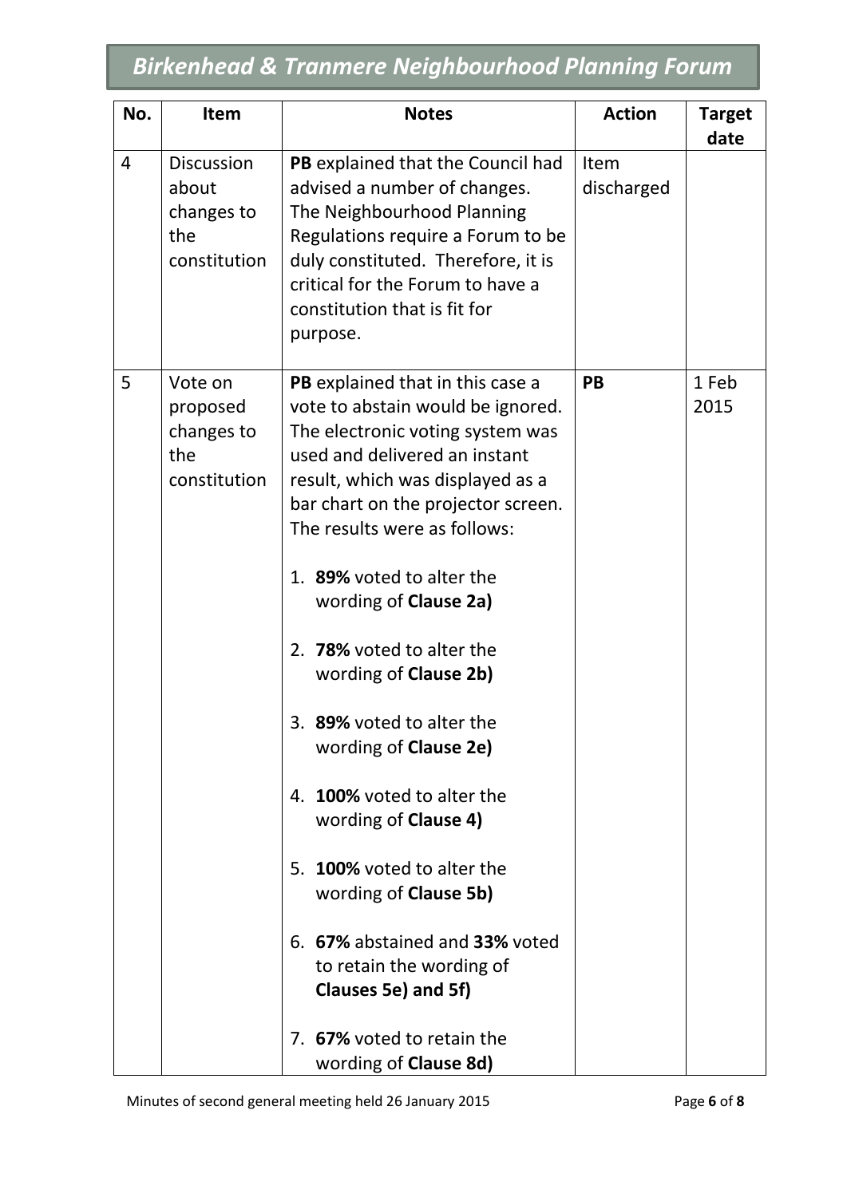| No. | Item | Notes | Action | Target date |
|---|---|---|---|---|
| 4 | Discussion about changes to the constitution | **PB** explained that the Council had advised a number of changes. The Neighbourhood Planning Regulations require a Forum to be duly constituted. Therefore, it is critical for the Forum to have a constitution that is fit for purpose. | Item discharged | |
| 5 | Vote on proposed changes to the constitution | **PB** explained that in this case a vote to abstain would be ignored. The electronic voting system was used and delivered an instant result, which was displayed as a bar chart on the projector screen. The results were as follows:<br><br>1. **89%** voted to alter the wording of **Clause 2a)**<br><br>2. **78%** voted to alter the wording of **Clause 2b)**<br><br>3. **89%** voted to alter the wording of **Clause 2e)**<br><br>4. **100%** voted to alter the wording of **Clause 4)**<br><br>5. **100%** voted to alter the wording of **Clause 5b)**<br><br>6. **67%** abstained and **33%** voted to retain the wording of **Clauses 5e) and 5f)**<br><br>7. **67%** voted to retain the wording of **Clause 8d)** | **PB** | 1 Feb 2015 |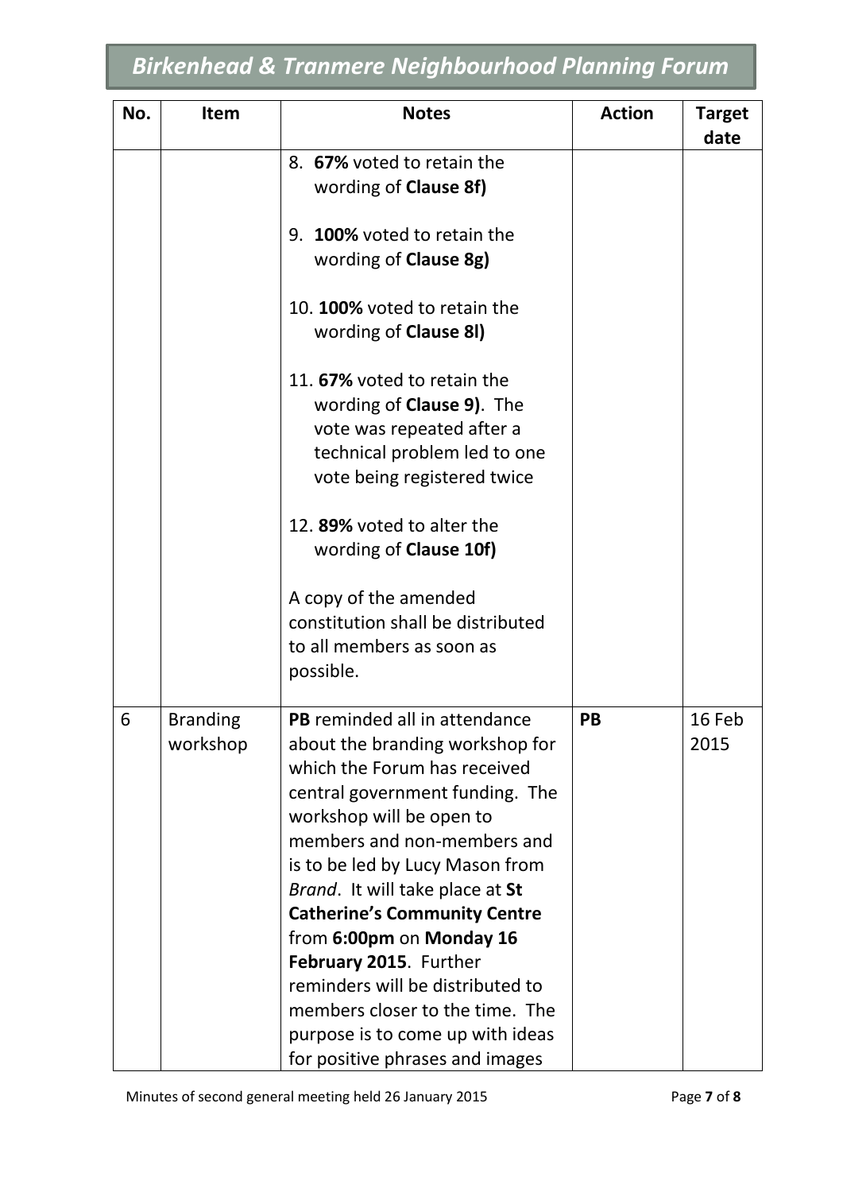| No. | Item | Notes | Action | Target date |
|---|---|---|---|---|
| | | 8. **67%** voted to retain the wording of **Clause 8f)**<br><br>9. **100%** voted to retain the wording of **Clause 8g)**<br><br>10. **100%** voted to retain the wording of **Clause 8l)**<br><br>11. **67%** voted to retain the wording of **Clause 9)**. The vote was repeated after a technical problem led to one vote being registered twice<br><br>12. **89%** voted to alter the wording of **Clause 10f)**<br><br>A copy of the amended constitution shall be distributed to all members as soon as possible. | | |
| 6 | Branding workshop | **PB** reminded all in attendance about the branding workshop for which the Forum has received central government funding. The workshop will be open to members and non-members and is to be led by Lucy Mason from *Brand*. It will take place at **St Catherine's Community Centre** from **6:00pm** on **Monday 16 February 2015**. Further reminders will be distributed to members closer to the time. The purpose is to come up with ideas for positive phrases and images | **PB** | 16 Feb 2015 |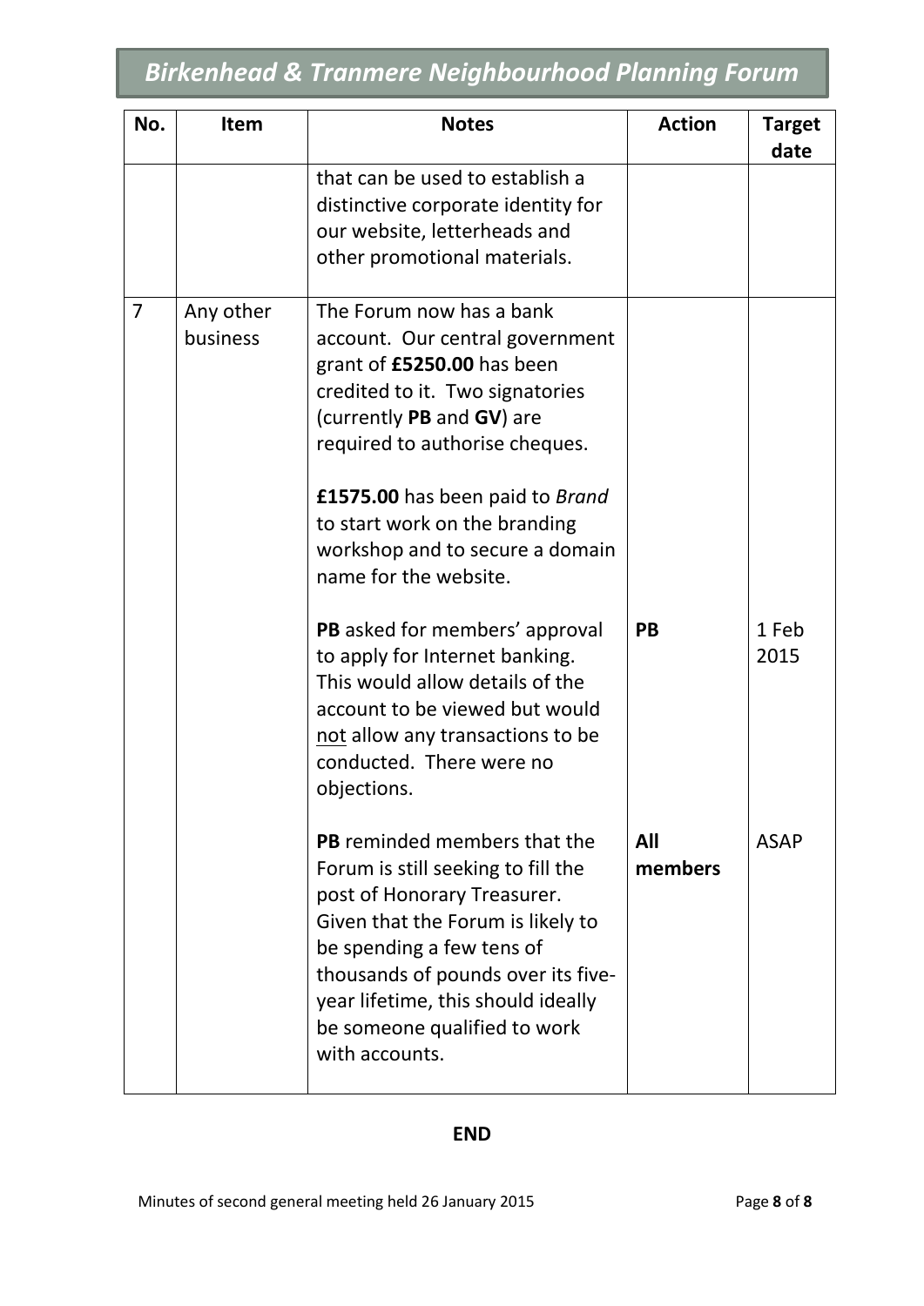| No. | Item | Notes | Action | Target date |
|---|---|---|---|---|
| | | that can be used to establish a distinctive corporate identity for our website, letterheads and other promotional materials. | | |
| 7 | Any other business | The Forum now has a bank account. Our central government grant of **£5250.00** has been credited to it. Two signatories (currently **PB** and **GV**) are required to authorise cheques. | | |
| | | **£1575.00** has been paid to *Brand* to start work on the branding workshop and to secure a domain name for the website. | | |
| | | **PB** asked for members' approval to apply for Internet banking. This would allow details of the account to be viewed but would <u>not</u> allow any transactions to be conducted. There were no objections. | **PB** | 1 Feb 2015 |
| | | **PB** reminded members that the Forum is still seeking to fill the post of Honorary Treasurer. Given that the Forum is likely to be spending a few tens of thousands of pounds over its five-year lifetime, this should ideally be someone qualified to work with accounts. | **All members** | ASAP |

**END**